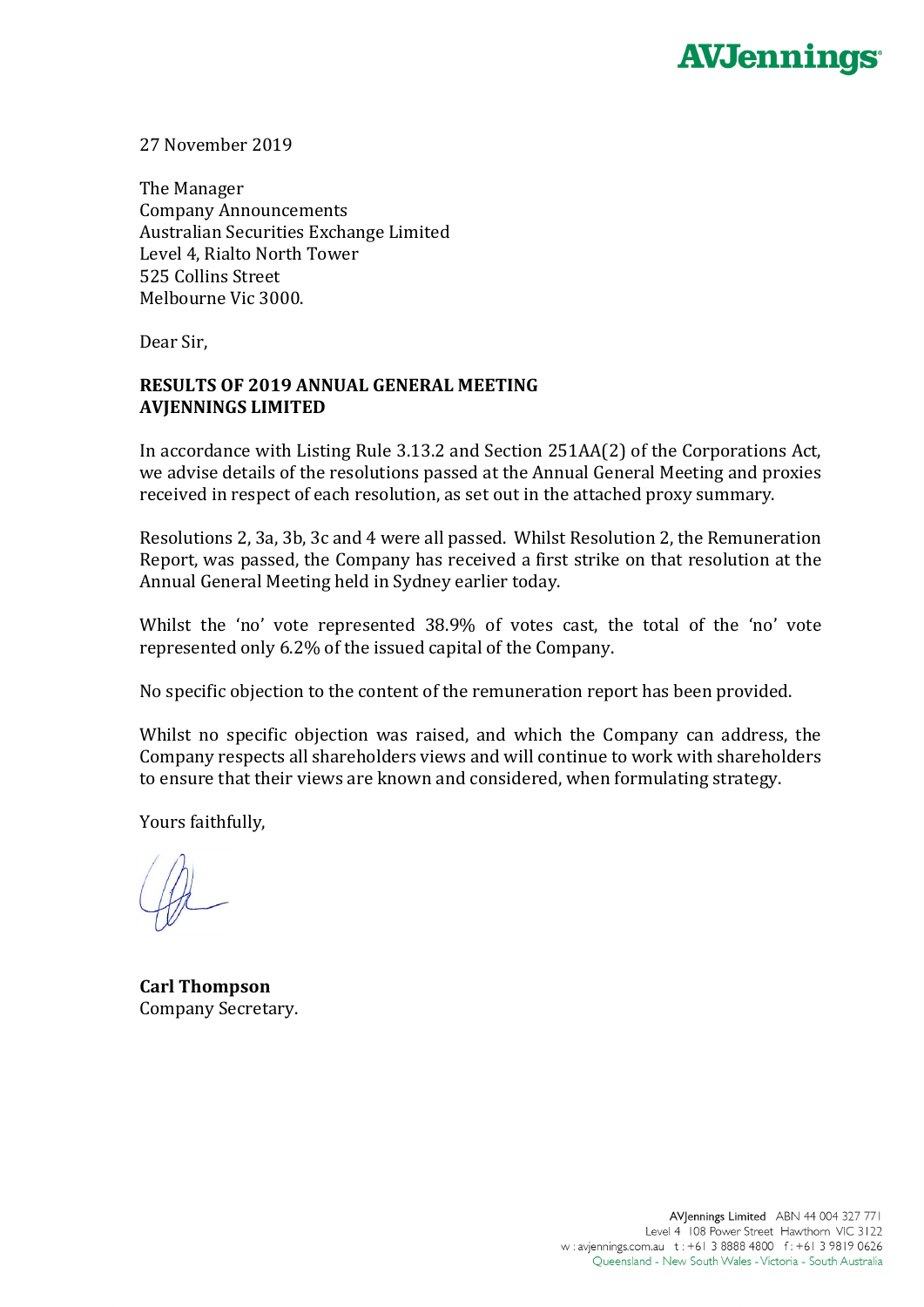27 November 2019

The Manager
Company Announcements
Australian Securities Exchange Limited
Level 4, Rialto North Tower
525 Collins Street
Melbourne Vic 3000.

Dear Sir,

**RESULTS OF 2019 ANNUAL GENERAL MEETING**
**AVJENNINGS LIMITED**

In accordance with Listing Rule 3.13.2 and Section 251AA(2) of the Corporations Act, we advise details of the resolutions passed at the Annual General Meeting and proxies received in respect of each resolution, as set out in the attached proxy summary.

Resolutions 2, 3a, 3b, 3c and 4 were all passed. Whilst Resolution 2, the Remuneration Report, was passed, the Company has received a first strike on that resolution at the Annual General Meeting held in Sydney earlier today.

Whilst the 'no' vote represented 38.9% of votes cast, the total of the 'no' vote represented only 6.2% of the issued capital of the Company.

No specific objection to the content of the remuneration report has been provided.

Whilst no specific objection was raised, and which the Company can address, the Company respects all shareholders views and will continue to work with shareholders to ensure that their views are known and considered, when formulating strategy.

Yours faithfully,

**Carl Thompson**
Company Secretary.

AVJennings Limited ABN 44 004 327 771
Level 4 108 Power Street Hawthorn VIC 3122
w : avjennings.com.au t : +61 3 8888 4800 f : +61 3 9819 0626
Queensland - New South Wales - Victoria - South Australia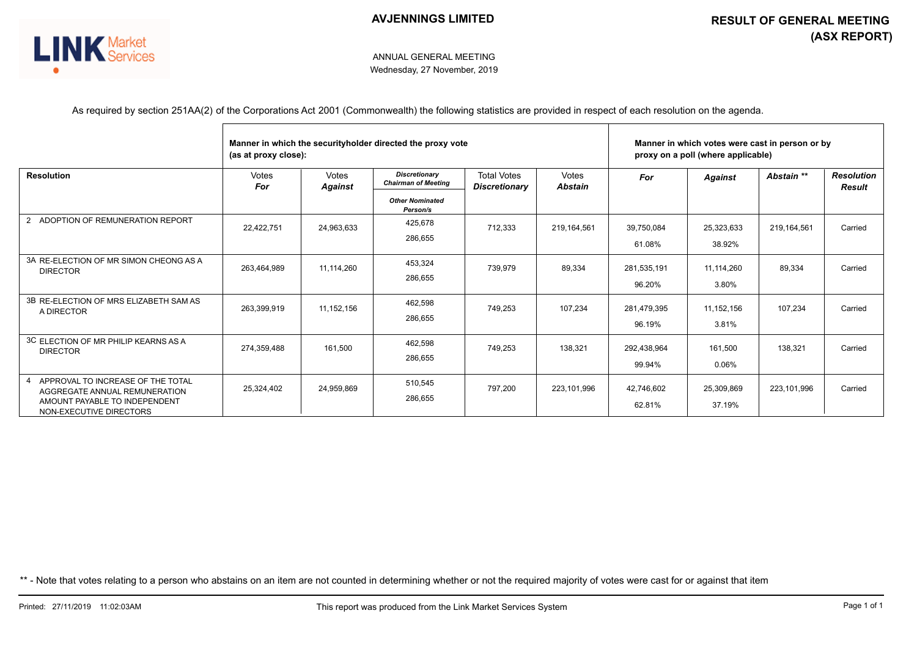**AVJENNINGS LIMITED**

**RESULT OF GENERAL MEETING (ASX REPORT)**

ANNUAL GENERAL MEETING
Wednesday, 27 November, 2019

As required by section 251AA(2) of the Corporations Act 2001 (Commonwealth) the following statistics are provided in respect of each resolution on the agenda.

| | **Manner in which the securityholder directed the proxy vote (as at proxy close):** | | | | | **Manner in which votes were cast in person or by proxy on a poll (where applicable)** | | | |
|---|---|---|---|---|---|---|---|---|---|
| **Resolution** | Votes ***For*** | Votes ***Against*** | ***Discretionary Chairman of Meeting*** / ***Other Nominated Person/s*** | Total Votes ***Discretionary*** | Votes ***Abstain*** | ***For*** | ***Against*** | ***Abstain \*\**** | ***Resolution Result*** |
| 2 ADOPTION OF REMUNERATION REPORT | 22,422,751 | 24,963,633 | 425,678 / 286,655 | 712,333 | 219,164,561 | 39,750,084 / 61.08% | 25,323,633 / 38.92% | 219,164,561 | Carried |
| 3A RE-ELECTION OF MR SIMON CHEONG AS A DIRECTOR | 263,464,989 | 11,114,260 | 453,324 / 286,655 | 739,979 | 89,334 | 281,535,191 / 96.20% | 11,114,260 / 3.80% | 89,334 | Carried |
| 3B RE-ELECTION OF MRS ELIZABETH SAM AS A DIRECTOR | 263,399,919 | 11,152,156 | 462,598 / 286,655 | 749,253 | 107,234 | 281,479,395 / 96.19% | 11,152,156 / 3.81% | 107,234 | Carried |
| 3C ELECTION OF MR PHILIP KEARNS AS A DIRECTOR | 274,359,488 | 161,500 | 462,598 / 286,655 | 749,253 | 138,321 | 292,438,964 / 99.94% | 161,500 / 0.06% | 138,321 | Carried |
| 4 APPROVAL TO INCREASE OF THE TOTAL AGGREGATE ANNUAL REMUNERATION AMOUNT PAYABLE TO INDEPENDENT NON-EXECUTIVE DIRECTORS | 25,324,402 | 24,959,869 | 510,545 / 286,655 | 797,200 | 223,101,996 | 42,746,602 / 62.81% | 25,309,869 / 37.19% | 223,101,996 | Carried |

** - Note that votes relating to a person who abstains on an item are not counted in determining whether or not the required majority of votes were cast for or against that item

Printed: 27/11/2019 11:02:03AM

This report was produced from the Link Market Services System